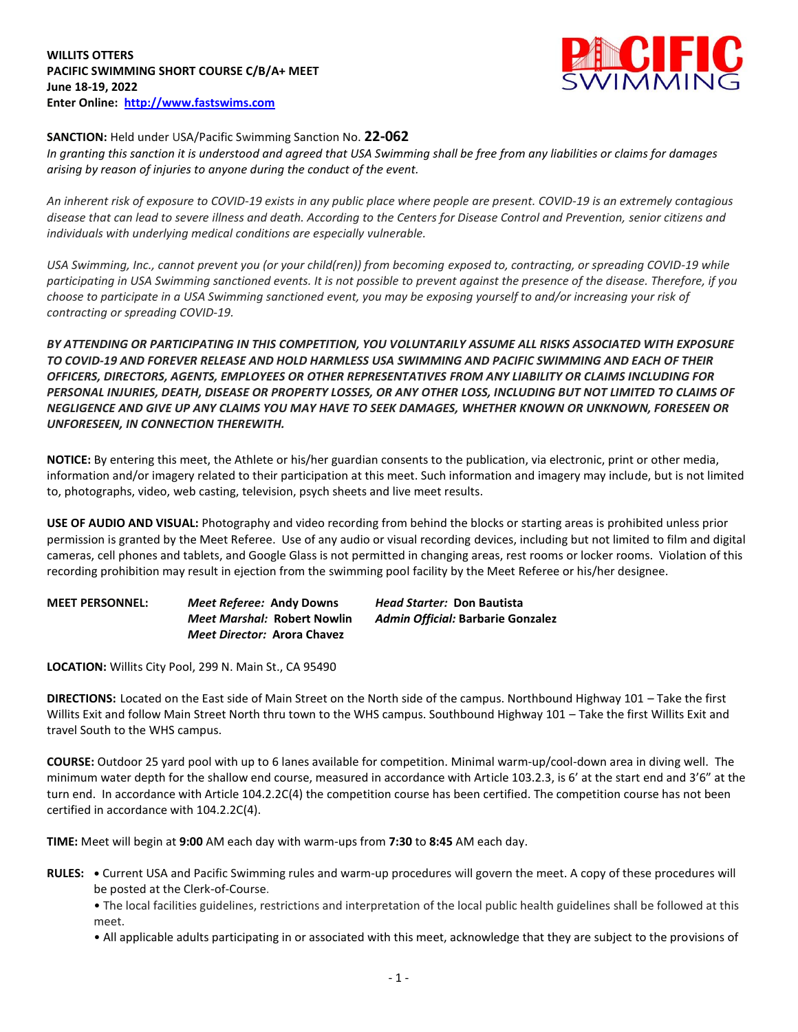**WILLITS OTTERS**
**PACIFIC SWIMMING SHORT COURSE C/B/A+ MEET**
**June 18-19, 2022**
**Enter Online: [http://www.fastswims.com](http://www.fastswims.com)**

**SANCTION:** Held under USA/Pacific Swimming Sanction No. **22-062**
*In granting this sanction it is understood and agreed that USA Swimming shall be free from any liabilities or claims for damages arising by reason of injuries to anyone during the conduct of the event.*

*An inherent risk of exposure to COVID-19 exists in any public place where people are present. COVID-19 is an extremely contagious disease that can lead to severe illness and death. According to the Centers for Disease Control and Prevention, senior citizens and individuals with underlying medical conditions are especially vulnerable.*

*USA Swimming, Inc., cannot prevent you (or your child(ren)) from becoming exposed to, contracting, or spreading COVID-19 while participating in USA Swimming sanctioned events. It is not possible to prevent against the presence of the disease. Therefore, if you choose to participate in a USA Swimming sanctioned event, you may be exposing yourself to and/or increasing your risk of contracting or spreading COVID-19.*

***BY ATTENDING OR PARTICIPATING IN THIS COMPETITION, YOU VOLUNTARILY ASSUME ALL RISKS ASSOCIATED WITH EXPOSURE TO COVID-19 AND FOREVER RELEASE AND HOLD HARMLESS USA SWIMMING AND PACIFIC SWIMMING AND EACH OF THEIR OFFICERS, DIRECTORS, AGENTS, EMPLOYEES OR OTHER REPRESENTATIVES FROM ANY LIABILITY OR CLAIMS INCLUDING FOR PERSONAL INJURIES, DEATH, DISEASE OR PROPERTY LOSSES, OR ANY OTHER LOSS, INCLUDING BUT NOT LIMITED TO CLAIMS OF NEGLIGENCE AND GIVE UP ANY CLAIMS YOU MAY HAVE TO SEEK DAMAGES, WHETHER KNOWN OR UNKNOWN, FORESEEN OR UNFORESEEN, IN CONNECTION THEREWITH.***

**NOTICE:** By entering this meet, the Athlete or his/her guardian consents to the publication, via electronic, print or other media, information and/or imagery related to their participation at this meet. Such information and imagery may include, but is not limited to, photographs, video, web casting, television, psych sheets and live meet results.

**USE OF AUDIO AND VISUAL:** Photography and video recording from behind the blocks or starting areas is prohibited unless prior permission is granted by the Meet Referee. Use of any audio or visual recording devices, including but not limited to film and digital cameras, cell phones and tablets, and Google Glass is not permitted in changing areas, rest rooms or locker rooms. Violation of this recording prohibition may result in ejection from the swimming pool facility by the Meet Referee or his/her designee.

**MEET PERSONNEL:**
*Meet Referee:* **Andy Downs**
*Meet Marshal:* **Robert Nowlin**
*Meet Director:* **Arora Chavez**
*Head Starter:* **Don Bautista**
*Admin Official:* **Barbarie Gonzalez**

**LOCATION:** Willits City Pool, 299 N. Main St., CA 95490

**DIRECTIONS:** Located on the East side of Main Street on the North side of the campus. Northbound Highway 101 – Take the first Willits Exit and follow Main Street North thru town to the WHS campus. Southbound Highway 101 – Take the first Willits Exit and travel South to the WHS campus.

**COURSE:** Outdoor 25 yard pool with up to 6 lanes available for competition. Minimal warm-up/cool-down area in diving well. The minimum water depth for the shallow end course, measured in accordance with Article 103.2.3, is 6' at the start end and 3'6" at the turn end. In accordance with Article 104.2.2C(4) the competition course has been certified. The competition course has not been certified in accordance with 104.2.2C(4).

**TIME:** Meet will begin at **9:00** AM each day with warm-ups from **7:30** to **8:45** AM each day.

**RULES:**
- Current USA and Pacific Swimming rules and warm-up procedures will govern the meet. A copy of these procedures will be posted at the Clerk-of-Course.
- The local facilities guidelines, restrictions and interpretation of the local public health guidelines shall be followed at this meet.
- All applicable adults participating in or associated with this meet, acknowledge that they are subject to the provisions of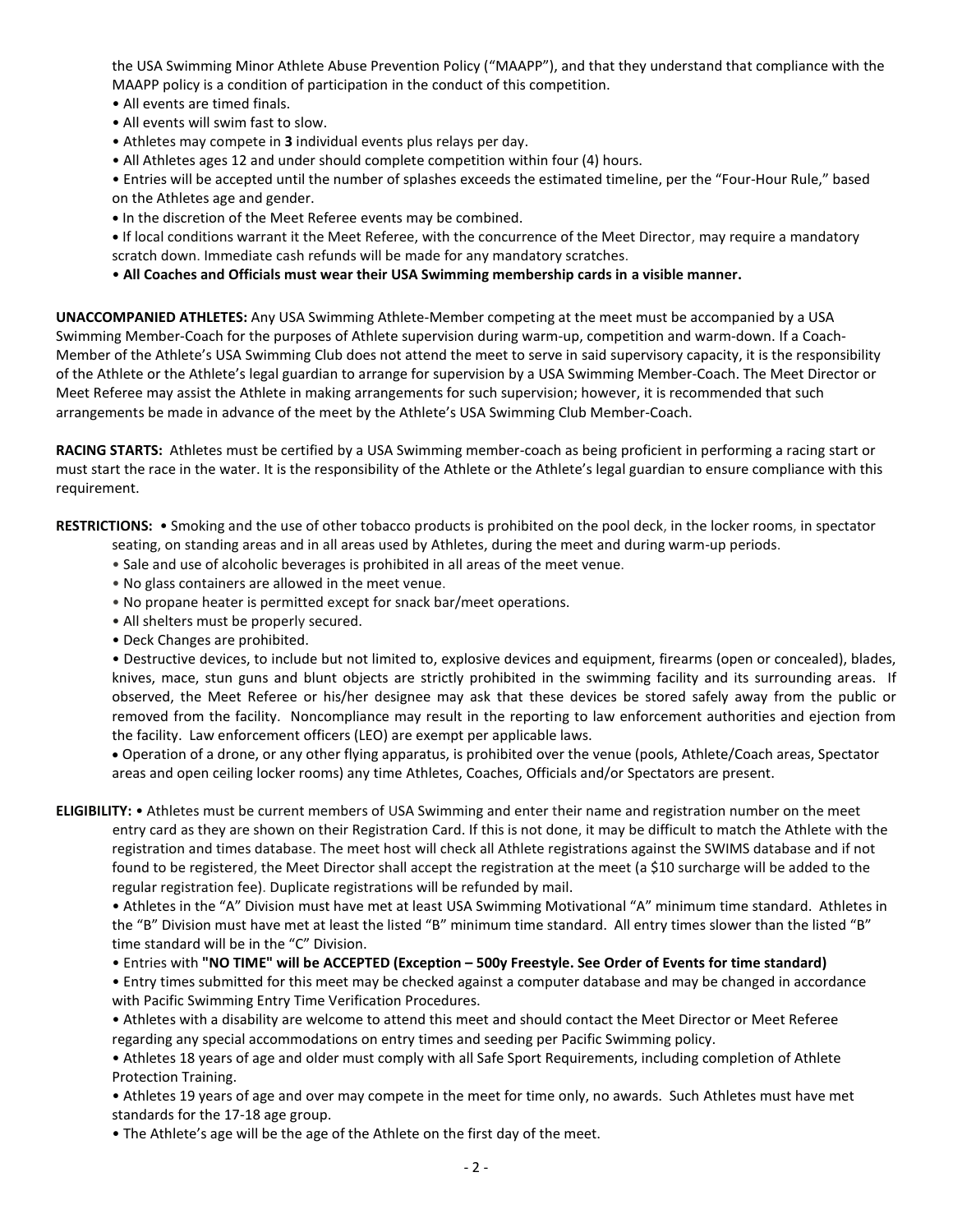the USA Swimming Minor Athlete Abuse Prevention Policy ("MAAPP"), and that they understand that compliance with the MAAPP policy is a condition of participation in the conduct of this competition.

- All events are timed finals.
- All events will swim fast to slow.
- Athletes may compete in **3** individual events plus relays per day.
- All Athletes ages 12 and under should complete competition within four (4) hours.
- Entries will be accepted until the number of splashes exceeds the estimated timeline, per the "Four-Hour Rule," based on the Athletes age and gender.
- In the discretion of the Meet Referee events may be combined.
- If local conditions warrant it the Meet Referee, with the concurrence of the Meet Director, may require a mandatory scratch down. Immediate cash refunds will be made for any mandatory scratches.
- **All Coaches and Officials must wear their USA Swimming membership cards in a visible manner.**

**UNACCOMPANIED ATHLETES:** Any USA Swimming Athlete-Member competing at the meet must be accompanied by a USA Swimming Member-Coach for the purposes of Athlete supervision during warm-up, competition and warm-down. If a Coach-Member of the Athlete's USA Swimming Club does not attend the meet to serve in said supervisory capacity, it is the responsibility of the Athlete or the Athlete's legal guardian to arrange for supervision by a USA Swimming Member-Coach. The Meet Director or Meet Referee may assist the Athlete in making arrangements for such supervision; however, it is recommended that such arrangements be made in advance of the meet by the Athlete's USA Swimming Club Member-Coach.

**RACING STARTS:** Athletes must be certified by a USA Swimming member-coach as being proficient in performing a racing start or must start the race in the water. It is the responsibility of the Athlete or the Athlete's legal guardian to ensure compliance with this requirement.

**RESTRICTIONS:**

- Smoking and the use of other tobacco products is prohibited on the pool deck, in the locker rooms, in spectator seating, on standing areas and in all areas used by Athletes, during the meet and during warm-up periods.
- Sale and use of alcoholic beverages is prohibited in all areas of the meet venue.
- No glass containers are allowed in the meet venue.
- No propane heater is permitted except for snack bar/meet operations.
- All shelters must be properly secured.
- Deck Changes are prohibited.
- Destructive devices, to include but not limited to, explosive devices and equipment, firearms (open or concealed), blades, knives, mace, stun guns and blunt objects are strictly prohibited in the swimming facility and its surrounding areas. If observed, the Meet Referee or his/her designee may ask that these devices be stored safely away from the public or removed from the facility. Noncompliance may result in the reporting to law enforcement authorities and ejection from the facility. Law enforcement officers (LEO) are exempt per applicable laws.
- Operation of a drone, or any other flying apparatus, is prohibited over the venue (pools, Athlete/Coach areas, Spectator areas and open ceiling locker rooms) any time Athletes, Coaches, Officials and/or Spectators are present.

**ELIGIBILITY:**

- Athletes must be current members of USA Swimming and enter their name and registration number on the meet entry card as they are shown on their Registration Card. If this is not done, it may be difficult to match the Athlete with the registration and times database. The meet host will check all Athlete registrations against the SWIMS database and if not found to be registered, the Meet Director shall accept the registration at the meet (a $10 surcharge will be added to the regular registration fee). Duplicate registrations will be refunded by mail.
- Athletes in the "A" Division must have met at least USA Swimming Motivational "A" minimum time standard. Athletes in the "B" Division must have met at least the listed "B" minimum time standard. All entry times slower than the listed "B" time standard will be in the "C" Division.
- Entries with **"NO TIME" will be ACCEPTED (Exception – 500y Freestyle. See Order of Events for time standard)**
- Entry times submitted for this meet may be checked against a computer database and may be changed in accordance with Pacific Swimming Entry Time Verification Procedures.
- Athletes with a disability are welcome to attend this meet and should contact the Meet Director or Meet Referee regarding any special accommodations on entry times and seeding per Pacific Swimming policy.
- Athletes 18 years of age and older must comply with all Safe Sport Requirements, including completion of Athlete Protection Training.
- Athletes 19 years of age and over may compete in the meet for time only, no awards. Such Athletes must have met standards for the 17-18 age group.
- The Athlete's age will be the age of the Athlete on the first day of the meet.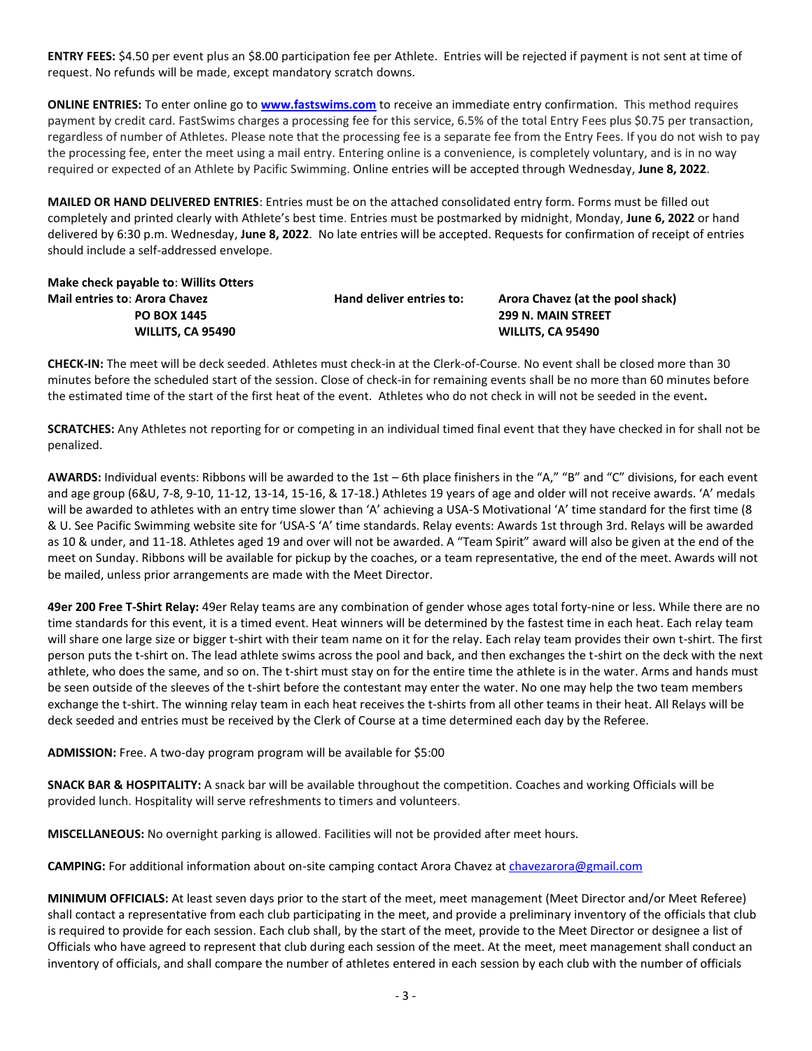**ENTRY FEES:** $4.50 per event plus an $8.00 participation fee per Athlete. Entries will be rejected if payment is not sent at time of request. No refunds will be made, except mandatory scratch downs.

**ONLINE ENTRIES:** To enter online go to **www.fastswims.com** to receive an immediate entry confirmation. This method requires payment by credit card. FastSwims charges a processing fee for this service, 6.5% of the total Entry Fees plus $0.75 per transaction, regardless of number of Athletes. Please note that the processing fee is a separate fee from the Entry Fees. If you do not wish to pay the processing fee, enter the meet using a mail entry. Entering online is a convenience, is completely voluntary, and is in no way required or expected of an Athlete by Pacific Swimming. Online entries will be accepted through Wednesday, **June 8, 2022**.

**MAILED OR HAND DELIVERED ENTRIES**: Entries must be on the attached consolidated entry form. Forms must be filled out completely and printed clearly with Athlete's best time. Entries must be postmarked by midnight, Monday, **June 6, 2022** or hand delivered by 6:30 p.m. Wednesday, **June 8, 2022**. No late entries will be accepted. Requests for confirmation of receipt of entries should include a self-addressed envelope.

**Make check payable to**: **Willits Otters**

**Mail entries to**: **Arora Chavez**
**PO BOX 1445**
**WILLITS, CA 95490**

**Hand deliver entries to:** **Arora Chavez (at the pool shack)**
**299 N. MAIN STREET**
**WILLITS, CA 95490**

**CHECK-IN:** The meet will be deck seeded. Athletes must check-in at the Clerk-of-Course. No event shall be closed more than 30 minutes before the scheduled start of the session. Close of check-in for remaining events shall be no more than 60 minutes before the estimated time of the start of the first heat of the event. Athletes who do not check in will not be seeded in the event**.**

**SCRATCHES:** Any Athletes not reporting for or competing in an individual timed final event that they have checked in for shall not be penalized.

**AWARDS:** Individual events: Ribbons will be awarded to the 1st – 6th place finishers in the "A," "B" and "C" divisions, for each event and age group (6&U, 7-8, 9-10, 11-12, 13-14, 15-16, & 17-18.) Athletes 19 years of age and older will not receive awards. 'A' medals will be awarded to athletes with an entry time slower than 'A' achieving a USA-S Motivational 'A' time standard for the first time (8 & U. See Pacific Swimming website site for 'USA-S 'A' time standards. Relay events: Awards 1st through 3rd. Relays will be awarded as 10 & under, and 11-18. Athletes aged 19 and over will not be awarded. A "Team Spirit" award will also be given at the end of the meet on Sunday. Ribbons will be available for pickup by the coaches, or a team representative, the end of the meet. Awards will not be mailed, unless prior arrangements are made with the Meet Director.

**49er 200 Free T-Shirt Relay:** 49er Relay teams are any combination of gender whose ages total forty-nine or less. While there are no time standards for this event, it is a timed event. Heat winners will be determined by the fastest time in each heat. Each relay team will share one large size or bigger t-shirt with their team name on it for the relay. Each relay team provides their own t-shirt. The first person puts the t-shirt on. The lead athlete swims across the pool and back, and then exchanges the t-shirt on the deck with the next athlete, who does the same, and so on. The t-shirt must stay on for the entire time the athlete is in the water. Arms and hands must be seen outside of the sleeves of the t-shirt before the contestant may enter the water. No one may help the two team members exchange the t-shirt. The winning relay team in each heat receives the t-shirts from all other teams in their heat. All Relays will be deck seeded and entries must be received by the Clerk of Course at a time determined each day by the Referee.

**ADMISSION:** Free. A two-day program program will be available for $5:00

**SNACK BAR & HOSPITALITY:** A snack bar will be available throughout the competition. Coaches and working Officials will be provided lunch. Hospitality will serve refreshments to timers and volunteers.

**MISCELLANEOUS:** No overnight parking is allowed. Facilities will not be provided after meet hours.

**CAMPING:** For additional information about on-site camping contact Arora Chavez at chavezarora@gmail.com

**MINIMUM OFFICIALS:** At least seven days prior to the start of the meet, meet management (Meet Director and/or Meet Referee) shall contact a representative from each club participating in the meet, and provide a preliminary inventory of the officials that club is required to provide for each session. Each club shall, by the start of the meet, provide to the Meet Director or designee a list of Officials who have agreed to represent that club during each session of the meet. At the meet, meet management shall conduct an inventory of officials, and shall compare the number of athletes entered in each session by each club with the number of officials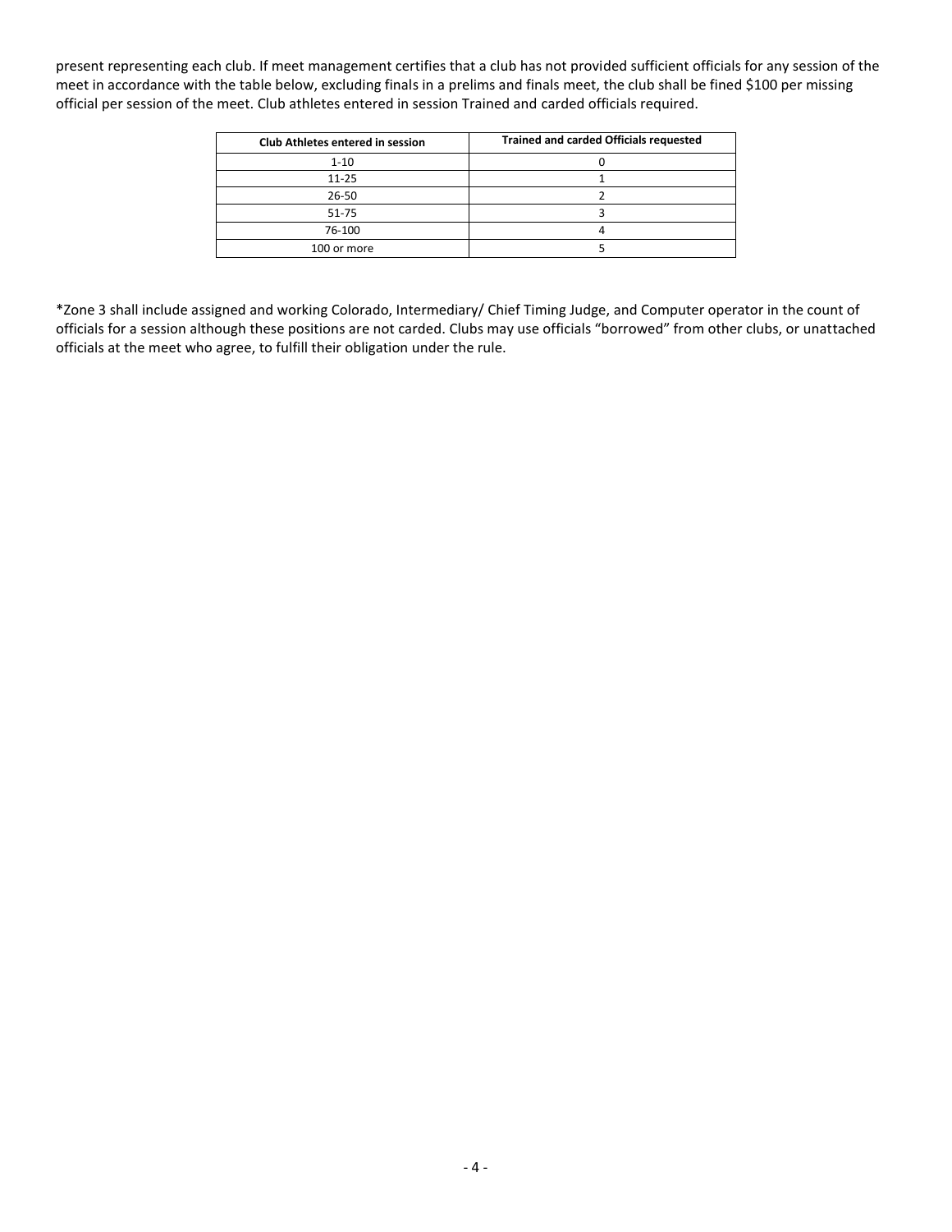present representing each club. If meet management certifies that a club has not provided sufficient officials for any session of the meet in accordance with the table below, excluding finals in a prelims and finals meet, the club shall be fined $100 per missing official per session of the meet. Club athletes entered in session Trained and carded officials required.

| Club Athletes entered in session | Trained and carded Officials requested |
|---|---|
| 1-10 | 0 |
| 11-25 | 1 |
| 26-50 | 2 |
| 51-75 | 3 |
| 76-100 | 4 |
| 100 or more | 5 |

*Zone 3 shall include assigned and working Colorado, Intermediary/ Chief Timing Judge, and Computer operator in the count of officials for a session although these positions are not carded. Clubs may use officials "borrowed" from other clubs, or unattached officials at the meet who agree, to fulfill their obligation under the rule.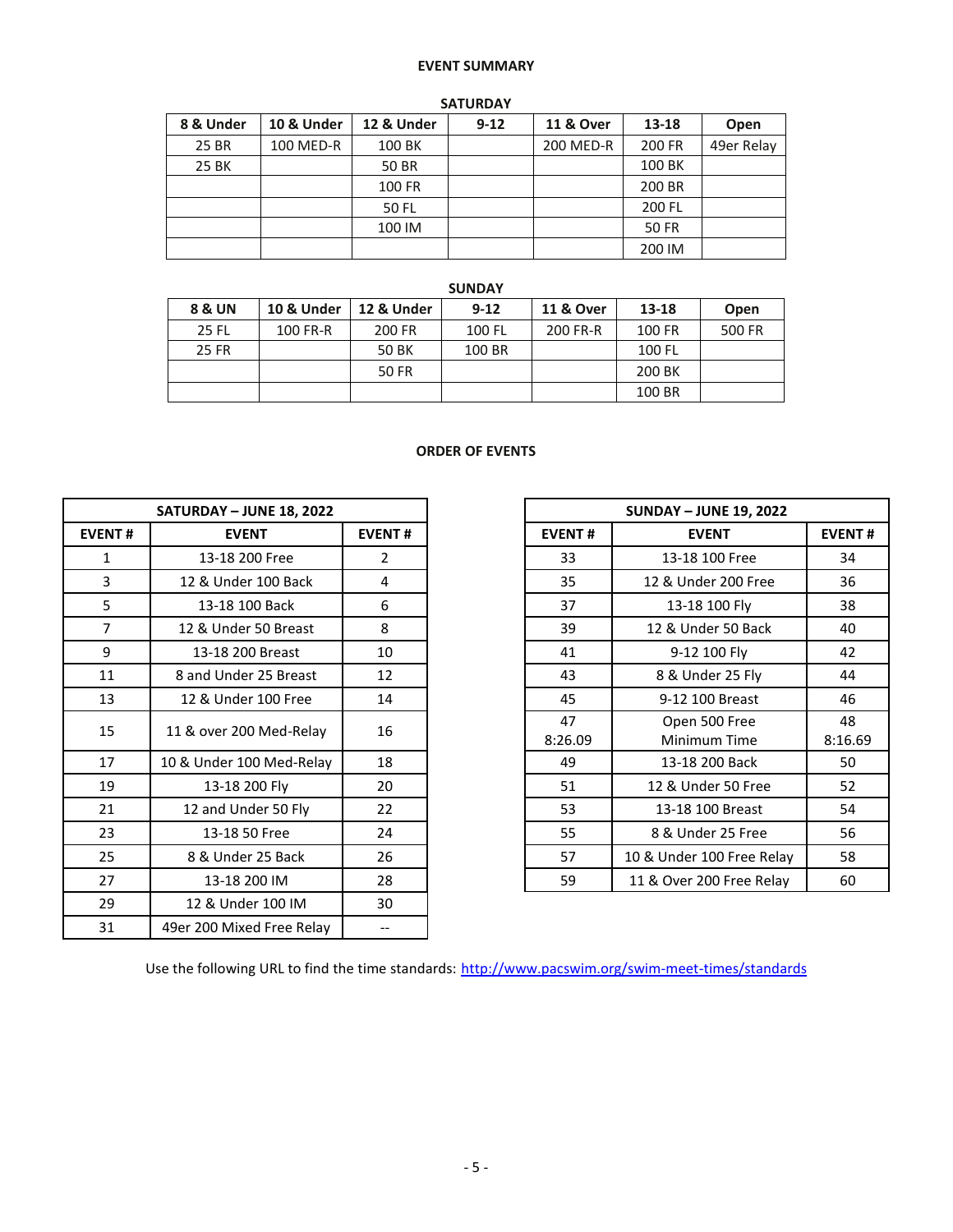**EVENT SUMMARY**

**SATURDAY**

| 8 & Under | 10 & Under | 12 & Under | 9-12 | 11 & Over | 13-18 | Open |
|---|---|---|---|---|---|---|
| 25 BR | 100 MED-R | 100 BK | | 200 MED-R | 200 FR | 49er Relay |
| 25 BK | | 50 BR | | | 100 BK | |
| | | 100 FR | | | 200 BR | |
| | | 50 FL | | | 200 FL | |
| | | 100 IM | | | 50 FR | |
| | | | | | 200 IM | |

**SUNDAY**

| 8 & UN | 10 & Under | 12 & Under | 9-12 | 11 & Over | 13-18 | Open |
|---|---|---|---|---|---|---|
| 25 FL | 100 FR-R | 200 FR | 100 FL | 200 FR-R | 100 FR | 500 FR |
| 25 FR | | 50 BK | 100 BR | | 100 FL | |
| | | 50 FR | | | 200 BK | |
| | | | | | 100 BR | |

**ORDER OF EVENTS**

| SATURDAY – JUNE 18, 2022 | | |
|---|---|---|
| **EVENT #** | **EVENT** | **EVENT #** |
| 1 | 13-18 200 Free | 2 |
| 3 | 12 & Under 100 Back | 4 |
| 5 | 13-18 100 Back | 6 |
| 7 | 12 & Under 50 Breast | 8 |
| 9 | 13-18 200 Breast | 10 |
| 11 | 8 and Under 25 Breast | 12 |
| 13 | 12 & Under 100 Free | 14 |
| 15 | 11 & over 200 Med-Relay | 16 |
| 17 | 10 & Under 100 Med-Relay | 18 |
| 19 | 13-18 200 Fly | 20 |
| 21 | 12 and Under 50 Fly | 22 |
| 23 | 13-18 50 Free | 24 |
| 25 | 8 & Under 25 Back | 26 |
| 27 | 13-18 200 IM | 28 |
| 29 | 12 & Under 100 IM | 30 |
| 31 | 49er 200 Mixed Free Relay | -- |

| SUNDAY – JUNE 19, 2022 | | |
|---|---|---|
| **EVENT #** | **EVENT** | **EVENT #** |
| 33 | 13-18 100 Free | 34 |
| 35 | 12 & Under 200 Free | 36 |
| 37 | 13-18 100 Fly | 38 |
| 39 | 12 & Under 50 Back | 40 |
| 41 | 9-12 100 Fly | 42 |
| 43 | 8 & Under 25 Fly | 44 |
| 45 | 9-12 100 Breast | 46 |
| 47<br>8:26.09 | Open 500 Free<br>Minimum Time | 48<br>8:16.69 |
| 49 | 13-18 200 Back | 50 |
| 51 | 12 & Under 50 Free | 52 |
| 53 | 13-18 100 Breast | 54 |
| 55 | 8 & Under 25 Free | 56 |
| 57 | 10 & Under 100 Free Relay | 58 |
| 59 | 11 & Over 200 Free Relay | 60 |

Use the following URL to find the time standards: http://www.pacswim.org/swim-meet-times/standards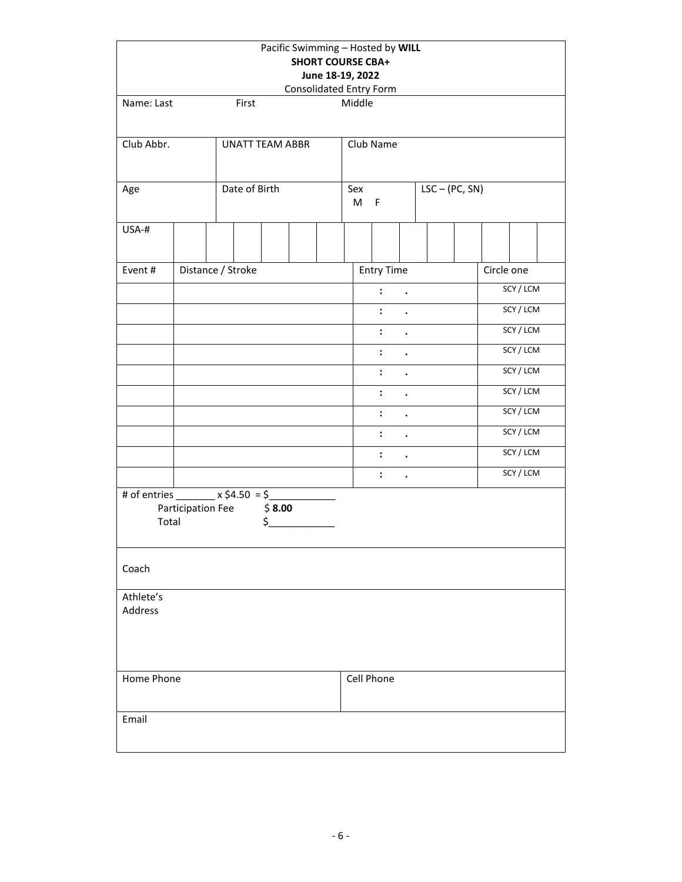Pacific Swimming – Hosted by **WILL**

**SHORT COURSE CBA+**

**June 18-19, 2022**

Consolidated Entry Form

| Name: Last | First | Middle |
|---|---|---|
| | | |

| Club Abbr. | UNATT TEAM ABBR | Club Name |
|---|---|---|
| | | |

| Age | Date of Birth | Sex M F | LSC – (PC, SN) |
|---|---|---|---|
| | | | |

| USA-# | | | | | | | | | | | | | | |
|---|---|---|---|---|---|---|---|---|---|---|---|---|---|---|
| | | | | | | | | | | | | | | |

| Event # | Distance / Stroke | Entry Time | Circle one |
|---|---|---|---|
| | | : . | SCY / LCM |
| | | : . | SCY / LCM |
| | | : . | SCY / LCM |
| | | : . | SCY / LCM |
| | | : . | SCY / LCM |
| | | : . | SCY / LCM |
| | | : . | SCY / LCM |
| | | : . | SCY / LCM |
| | | : . | SCY / LCM |
| | | : . | SCY / LCM |

# of entries _______ x $4.50 = $____________

Participation Fee $ **8.00**

Total $____________

Coach

Athlete's Address

| Home Phone | Cell Phone |
|---|---|
| | |

Email